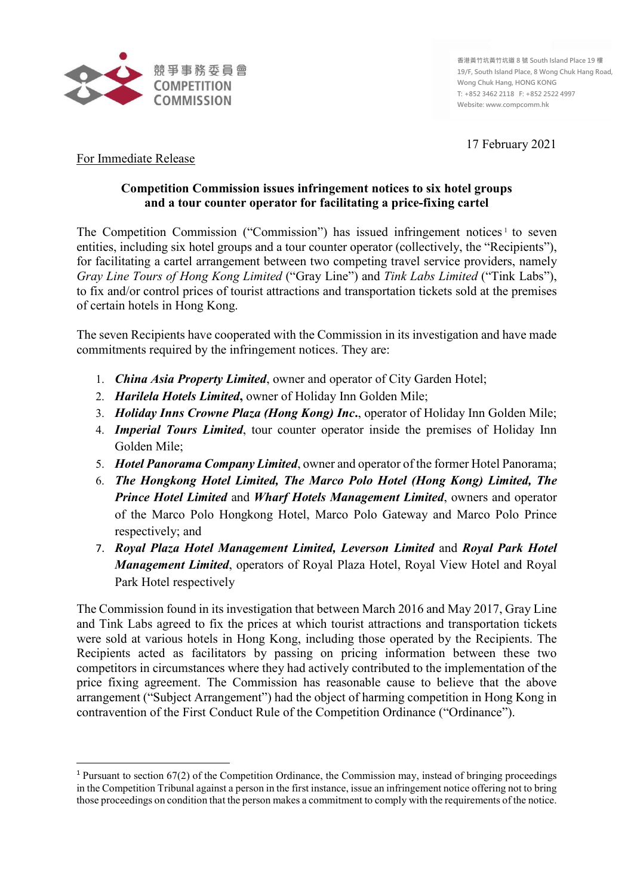競爭事務委員會
COMPETITION COMMISSION

香港黃竹坑黃竹坑道 8 號 South Island Place 19 樓
19/F, South Island Place, 8 Wong Chuk Hang Road, Wong Chuk Hang, HONG KONG
T: +852 3462 2118 F: +852 2522 4997
Website: www.compcomm.hk

17 February 2021

For Immediate Release

**Competition Commission issues infringement notices to six hotel groups and a tour counter operator for facilitating a price-fixing cartel**

The Competition Commission ("Commission") has issued infringement notices[1] to seven entities, including six hotel groups and a tour counter operator (collectively, the "Recipients"), for facilitating a cartel arrangement between two competing travel service providers, namely *Gray Line Tours of Hong Kong Limited* ("Gray Line") and *Tink Labs Limited* ("Tink Labs"), to fix and/or control prices of tourist attractions and transportation tickets sold at the premises of certain hotels in Hong Kong.

The seven Recipients have cooperated with the Commission in its investigation and have made commitments required by the infringement notices. They are:

1. ***China Asia Property Limited***, owner and operator of City Garden Hotel;
2. ***Harilela Hotels Limited*****,** owner of Holiday Inn Golden Mile;
3. ***Holiday Inns Crowne Plaza (Hong Kong) Inc.***, operator of Holiday Inn Golden Mile;
4. ***Imperial Tours Limited***, tour counter operator inside the premises of Holiday Inn Golden Mile;
5. ***Hotel Panorama Company Limited***, owner and operator of the former Hotel Panorama;
6. ***The Hongkong Hotel Limited, The Marco Polo Hotel (Hong Kong) Limited, The Prince Hotel Limited*** and ***Wharf Hotels Management Limited***, owners and operator of the Marco Polo Hongkong Hotel, Marco Polo Gateway and Marco Polo Prince respectively; and
7. ***Royal Plaza Hotel Management Limited, Leverson Limited*** and ***Royal Park Hotel Management Limited***, operators of Royal Plaza Hotel, Royal View Hotel and Royal Park Hotel respectively

The Commission found in its investigation that between March 2016 and May 2017, Gray Line and Tink Labs agreed to fix the prices at which tourist attractions and transportation tickets were sold at various hotels in Hong Kong, including those operated by the Recipients. The Recipients acted as facilitators by passing on pricing information between these two competitors in circumstances where they had actively contributed to the implementation of the price fixing agreement. The Commission has reasonable cause to believe that the above arrangement ("Subject Arrangement") had the object of harming competition in Hong Kong in contravention of the First Conduct Rule of the Competition Ordinance ("Ordinance").

---

[1] Pursuant to section 67(2) of the Competition Ordinance, the Commission may, instead of bringing proceedings in the Competition Tribunal against a person in the first instance, issue an infringement notice offering not to bring those proceedings on condition that the person makes a commitment to comply with the requirements of the notice.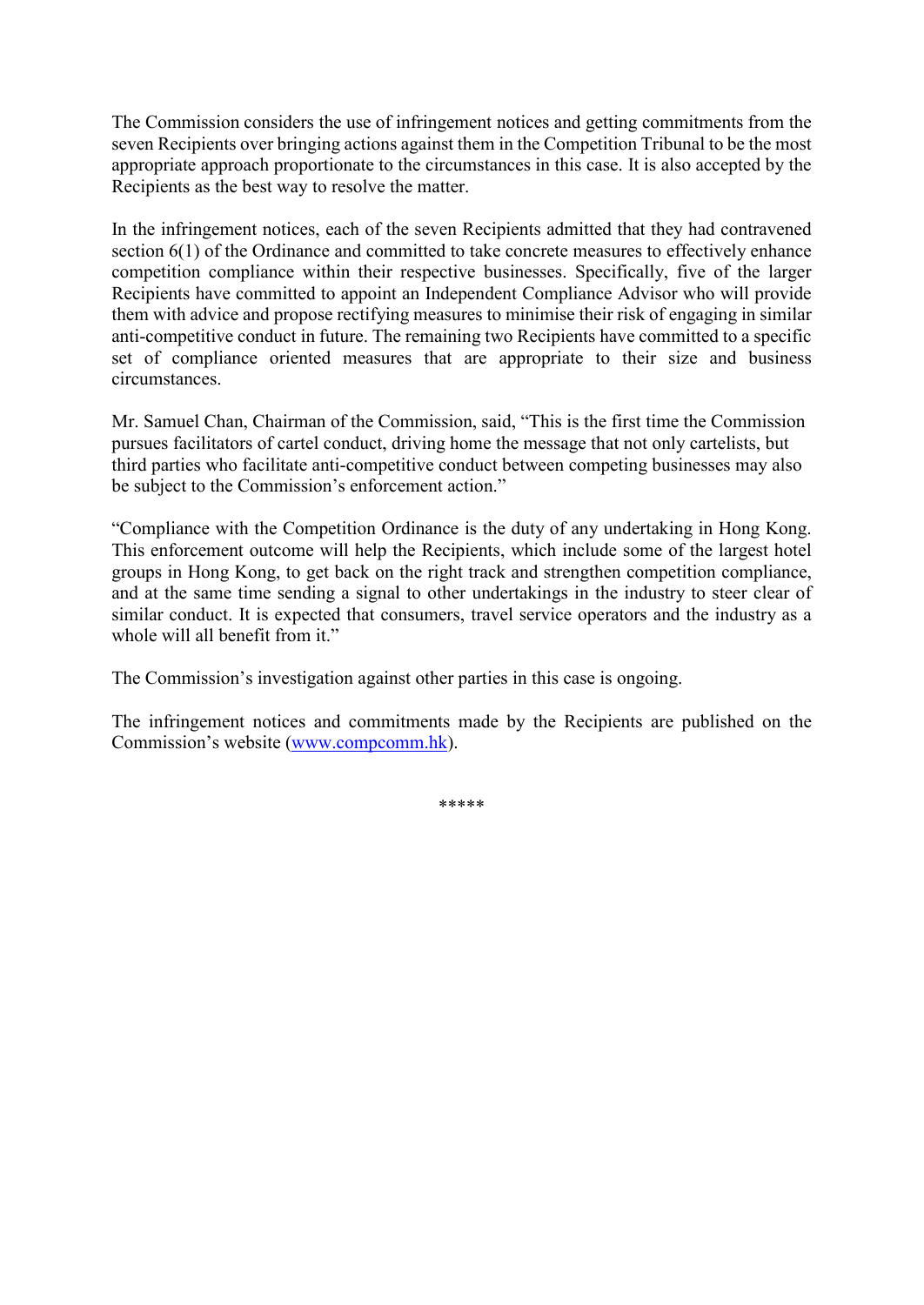The Commission considers the use of infringement notices and getting commitments from the seven Recipients over bringing actions against them in the Competition Tribunal to be the most appropriate approach proportionate to the circumstances in this case. It is also accepted by the Recipients as the best way to resolve the matter.

In the infringement notices, each of the seven Recipients admitted that they had contravened section 6(1) of the Ordinance and committed to take concrete measures to effectively enhance competition compliance within their respective businesses. Specifically, five of the larger Recipients have committed to appoint an Independent Compliance Advisor who will provide them with advice and propose rectifying measures to minimise their risk of engaging in similar anti-competitive conduct in future. The remaining two Recipients have committed to a specific set of compliance oriented measures that are appropriate to their size and business circumstances.

Mr. Samuel Chan, Chairman of the Commission, said, "This is the first time the Commission pursues facilitators of cartel conduct, driving home the message that not only cartelists, but third parties who facilitate anti-competitive conduct between competing businesses may also be subject to the Commission's enforcement action."

"Compliance with the Competition Ordinance is the duty of any undertaking in Hong Kong. This enforcement outcome will help the Recipients, which include some of the largest hotel groups in Hong Kong, to get back on the right track and strengthen competition compliance, and at the same time sending a signal to other undertakings in the industry to steer clear of similar conduct. It is expected that consumers, travel service operators and the industry as a whole will all benefit from it."

The Commission's investigation against other parties in this case is ongoing.

The infringement notices and commitments made by the Recipients are published on the Commission's website (www.compcomm.hk).

\*\*\*\*\*